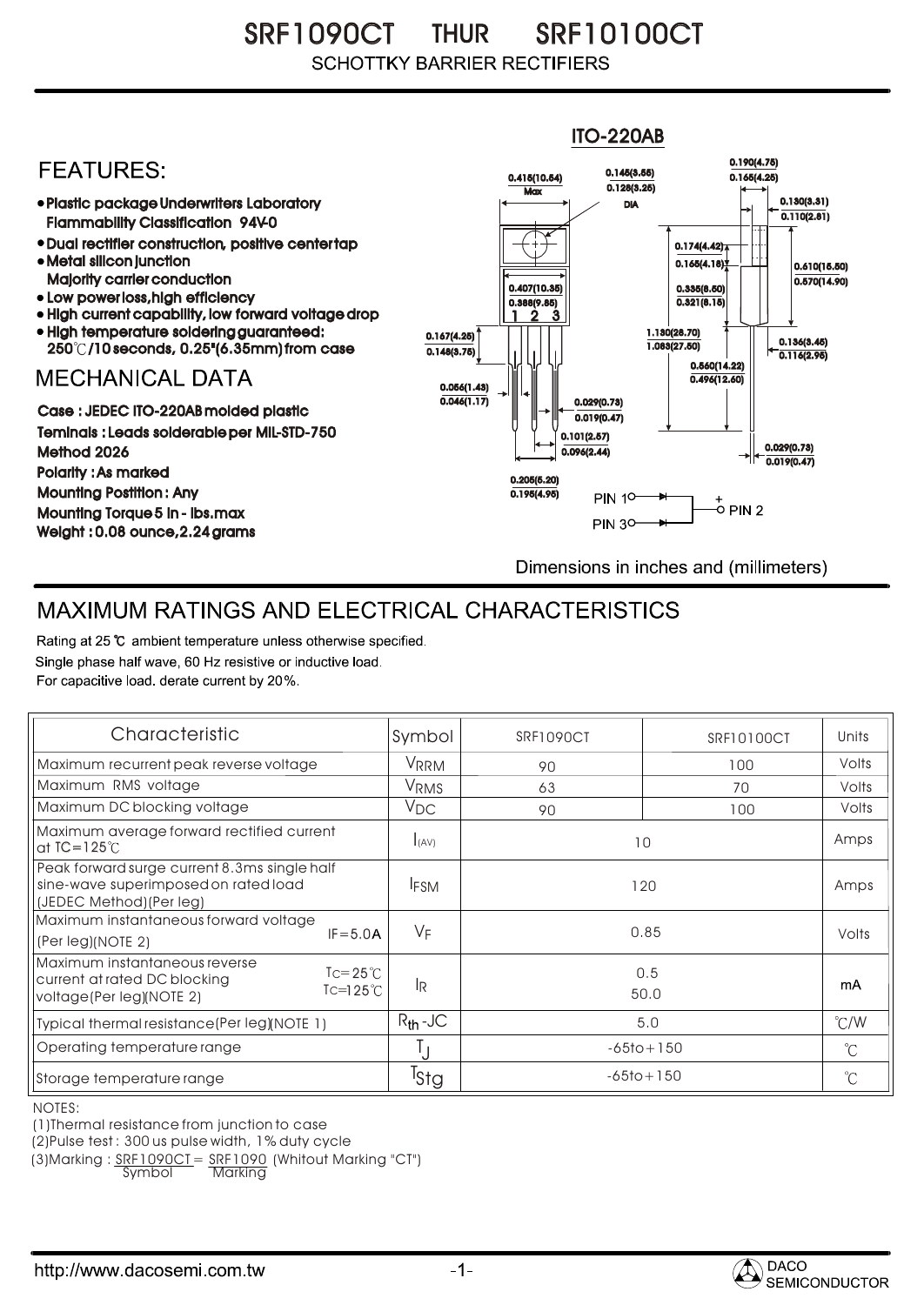# SRF1090CT THUR SRF10100CT

SCHOTTKY BARRIER RECTIFIERS

ITO-220AB

## FEATURES:

- Plastic package Underwriters Laboratory Flammability Classification 94V-0
- Dual rectifier construction, positive center tap
- Metal silicon junction Majority carrier conduction
- Low power loss, high efficiency
- High current capability, low forward voltage drop
- High temperature soldering guaranteed: 250℃/10 seconds, 0.25"(6.35mm) from case

## MECHANICAL DATA

Case : JEDEC ITO-220AB molded plastic

Teminals : Leads solderable per MIL-STD-750 Method 2026

Polarity : As marked

Mounting Postition : Any

Mounting Torque 5 in - lbs.max

Weight : 0.08 ounce, 2.24 grams

PIN 1, PIN 3 → PIN 2 (+)

Dimensions in inches and (millimeters)

## MAXIMUM RATINGS AND ELECTRICAL CHARACTERISTICS

Rating at 25 ℃ ambient temperature unless otherwise specified.
Single phase half wave, 60 Hz resistive or inductive load.
For capacitive load. derate current by 20%.

| Characteristic | Symbol | SRF1090CT | SRF10100CT | Units |
|---|---|---|---|---|
| Maximum recurrent peak reverse voltage | $V_{RRM}$ | 90 | 100 | Volts |
| Maximum RMS voltage | $V_{RMS}$ | 63 | 70 | Volts |
| Maximum DC blocking voltage | $V_{DC}$ | 90 | 100 | Volts |
| Maximum average forward rectified current at TC=125℃ | $I_{(AV)}$ | 10 | | Amps |
| Peak forward surge current 8.3ms single half sine-wave superimposed on rated load (JEDEC Method)(Per leg) | $I_{FSM}$ | 120 | | Amps |
| Maximum instantaneous forward voltage (Per leg)(NOTE 2) IF=5.0A | $V_F$ | 0.85 | | Volts |
| Maximum instantaneous reverse current at rated DC blocking voltage(Per leg)(NOTE 2) TC=25℃ / TC=125℃ | $I_R$ | 0.5 / 50.0 | | mA |
| Typical thermal resistance(Per leg)(NOTE 1) | $R_{th}$-JC | 5.0 | | ℃/W |
| Operating temperature range | $T_J$ | -65to+150 | | ℃ |
| Storage temperature range | $T_{Stg}$ | -65to+150 | | ℃ |

NOTES:

(1)Thermal resistance from junction to case

(2)Pulse test : 300 us pulse width, 1% duty cycle

(3)Marking : SRF1090CT = SRF1090 (Whitout Marking "CT")
Symbol    Marking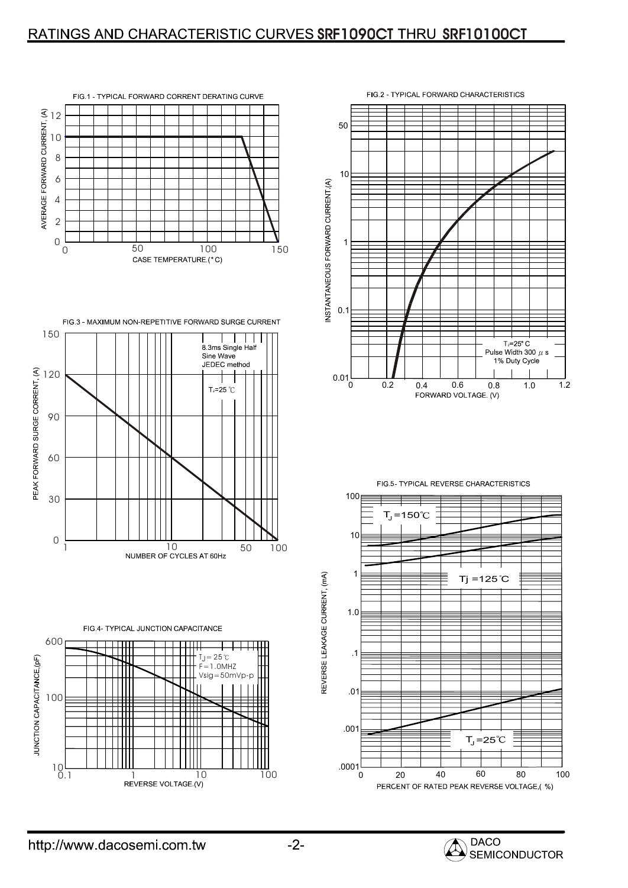# RATINGS AND CHARACTERISTIC CURVES SRF1090CT THRU SRF10100CT

FIG.1 - TYPICAL FORWARD CORRENT DERATING CURVE

AVERAGE FORWARD CURRENT, (A)

12
10
8
6
4
2
0

0 50 100 150

CASE TEMPERATURE.(°C)

FIG.2 - TYPICAL FORWARD CHARACTERISTICS

INSTANTANEOUS FORWARD CURRENT,(A)

50
10
1
0.1
0.01

0 0.2 0.4 0.6 0.8 1.0 1.2

FORWARD VOLTAGE. (V)

$T_J$=25°C
Pulse Width 300 μs
1% Duty Cycle

FIG.3 - MAXIMUM NON-REPETITIVE FORWARD SURGE CURRENT

PEAK FORWARD SURGE CORRENT, (A)

150
120
90
60
30
0

1 10 50 100

NUMBER OF CYCLES AT 60Hz

8.3ms Single Half
Sine Wave
JEDEC method

$T_J$=25 ℃

FIG.4- TYPICAL JUNCTION CAPACITANCE

JUNCTION CAPACITANCE,(pF)

600
100
10

0.1 1 10 100

REVERSE VOLTAGE.(V)

$T_J$= 25℃
F=1.0MHZ
Vsig=50mVp-p

FIG.5- TYPICAL REVERSE CHARACTERISTICS

REVERSE LEAKAGE CURRENT, (mA)

100
10
1
1.0
.1
.01
.001
.0001

0 20 40 60 80 100

PERCENT OF RATED PEAK REVERSE VOLTAGE,( %)

$T_J$=150℃

Tj =125℃

$T_J$=25℃